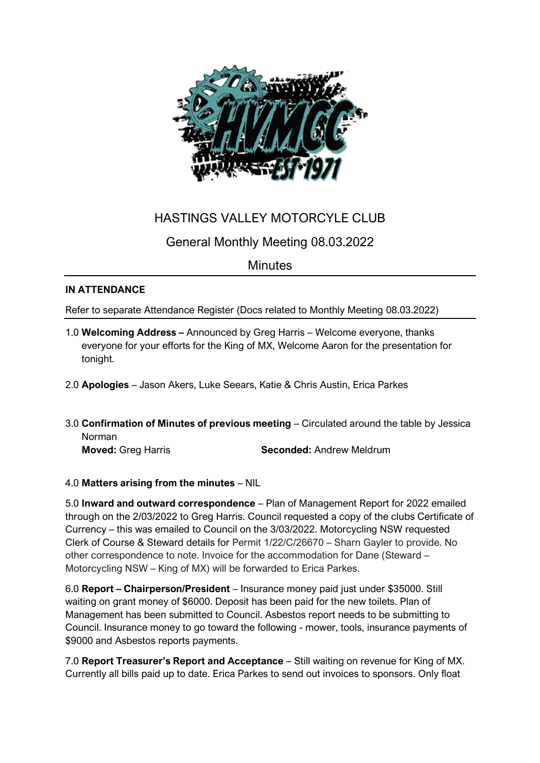# HASTINGS VALLEY MOTORCYLE CLUB

## General Monthly Meeting 08.03.2022

## Minutes

**IN ATTENDANCE**

Refer to separate Attendance Register (Docs related to Monthly Meeting 08.03.2022)

1.0 **Welcoming Address –** Announced by Greg Harris – Welcome everyone, thanks everyone for your efforts for the King of MX, Welcome Aaron for the presentation for tonight.

2.0 **Apologies** – Jason Akers, Luke Seears, Katie & Chris Austin, Erica Parkes

3.0 **Confirmation of Minutes of previous meeting** – Circulated around the table by Jessica Norman
**Moved:** Greg Harris **Seconded:** Andrew Meldrum

4.0 **Matters arising from the minutes** – NIL

5.0 **Inward and outward correspondence** – Plan of Management Report for 2022 emailed through on the 2/03/2022 to Greg Harris. Council requested a copy of the clubs Certificate of Currency – this was emailed to Council on the 3/03/2022. Motorcycling NSW requested Clerk of Course & Steward details for Permit 1/22/C/26670 – Sharn Gayler to provide. No other correspondence to note. Invoice for the accommodation for Dane (Steward – Motorcycling NSW – King of MX) will be forwarded to Erica Parkes.

6.0 **Report – Chairperson/President** – Insurance money paid just under $35000. Still waiting on grant money of $6000. Deposit has been paid for the new toilets. Plan of Management has been submitted to Council. Asbestos report needs to be submitting to Council. Insurance money to go toward the following - mower, tools, insurance payments of $9000 and Asbestos reports payments.

7.0 **Report Treasurer's Report and Acceptance** – Still waiting on revenue for King of MX. Currently all bills paid up to date. Erica Parkes to send out invoices to sponsors. Only float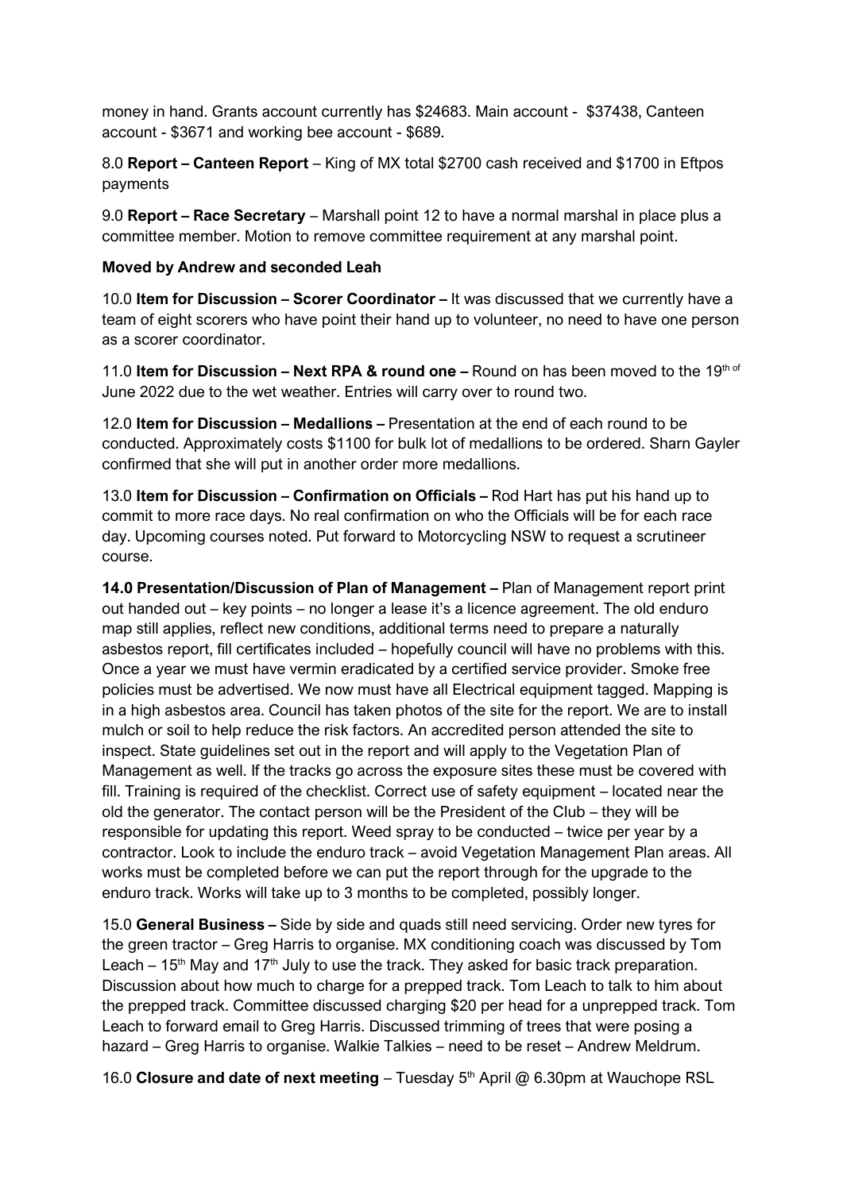money in hand. Grants account currently has $24683. Main account - $37438, Canteen account - $3671 and working bee account - $689.

8.0 **Report – Canteen Report** – King of MX total $2700 cash received and $1700 in Eftpos payments

9.0 **Report – Race Secretary** – Marshall point 12 to have a normal marshal in place plus a committee member. Motion to remove committee requirement at any marshal point.

**Moved by Andrew and seconded Leah**

10.0 **Item for Discussion – Scorer Coordinator –** It was discussed that we currently have a team of eight scorers who have point their hand up to volunteer, no need to have one person as a scorer coordinator.

11.0 **Item for Discussion – Next RPA & round one –** Round on has been moved to the 19th of June 2022 due to the wet weather. Entries will carry over to round two.

12.0 **Item for Discussion – Medallions –** Presentation at the end of each round to be conducted. Approximately costs $1100 for bulk lot of medallions to be ordered. Sharn Gayler confirmed that she will put in another order more medallions.

13.0 **Item for Discussion – Confirmation on Officials –** Rod Hart has put his hand up to commit to more race days. No real confirmation on who the Officials will be for each race day. Upcoming courses noted. Put forward to Motorcycling NSW to request a scrutineer course.

**14.0 Presentation/Discussion of Plan of Management –** Plan of Management report print out handed out – key points – no longer a lease it's a licence agreement. The old enduro map still applies, reflect new conditions, additional terms need to prepare a naturally asbestos report, fill certificates included – hopefully council will have no problems with this. Once a year we must have vermin eradicated by a certified service provider. Smoke free policies must be advertised. We now must have all Electrical equipment tagged. Mapping is in a high asbestos area. Council has taken photos of the site for the report. We are to install mulch or soil to help reduce the risk factors. An accredited person attended the site to inspect. State guidelines set out in the report and will apply to the Vegetation Plan of Management as well. If the tracks go across the exposure sites these must be covered with fill. Training is required of the checklist. Correct use of safety equipment – located near the old the generator. The contact person will be the President of the Club – they will be responsible for updating this report. Weed spray to be conducted – twice per year by a contractor. Look to include the enduro track – avoid Vegetation Management Plan areas. All works must be completed before we can put the report through for the upgrade to the enduro track. Works will take up to 3 months to be completed, possibly longer.

15.0 **General Business –** Side by side and quads still need servicing. Order new tyres for the green tractor – Greg Harris to organise. MX conditioning coach was discussed by Tom Leach – 15th May and 17th July to use the track. They asked for basic track preparation. Discussion about how much to charge for a prepped track. Tom Leach to talk to him about the prepped track. Committee discussed charging $20 per head for a unprepped track. Tom Leach to forward email to Greg Harris. Discussed trimming of trees that were posing a hazard – Greg Harris to organise. Walkie Talkies – need to be reset – Andrew Meldrum.

16.0 **Closure and date of next meeting** – Tuesday 5th April @ 6.30pm at Wauchope RSL